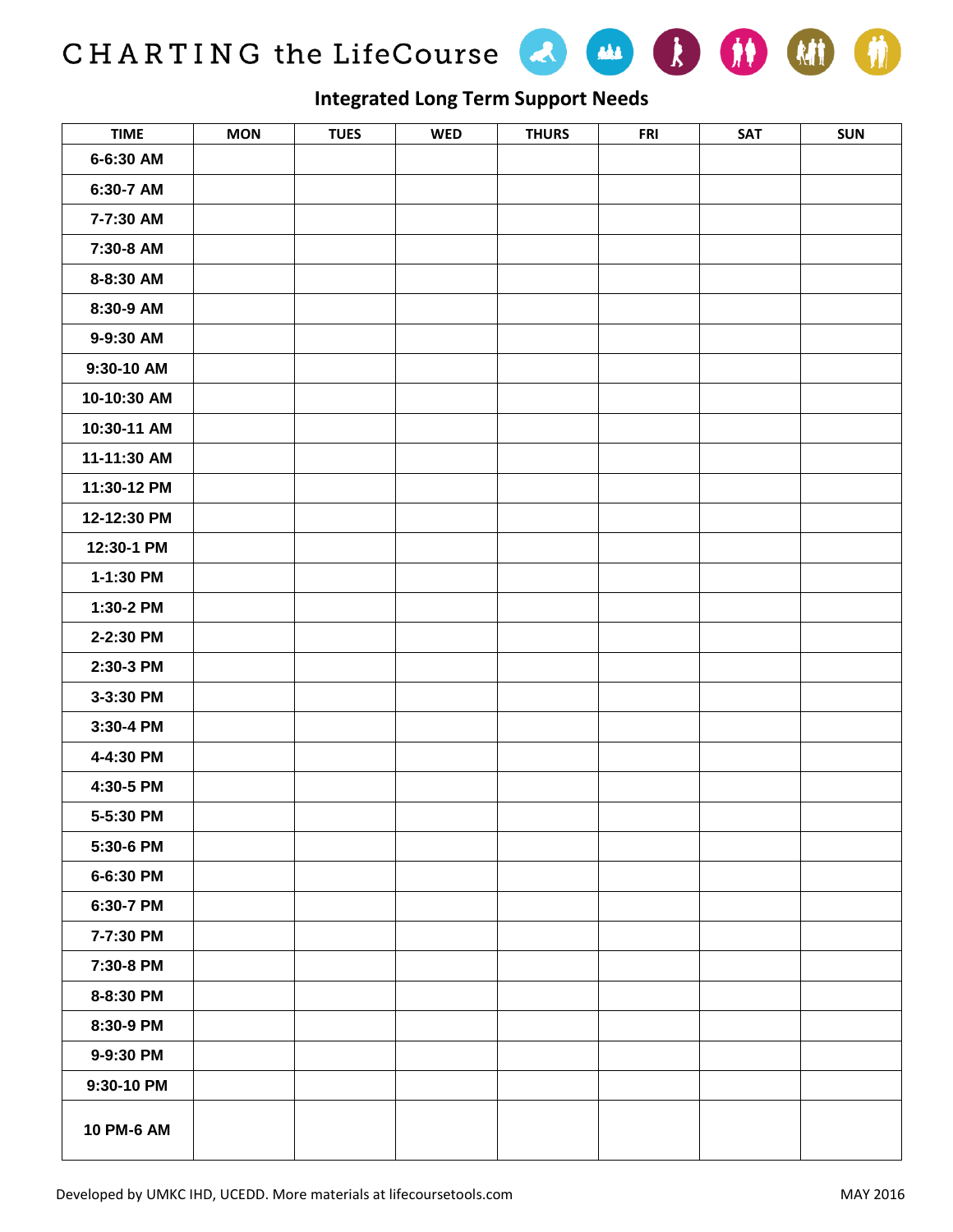# CHARTING the LifeCourse

## Integrated Long Term Support Needs

| TIME | MON | TUES | WED | THURS | FRI | SAT | SUN |
|---|---|---|---|---|---|---|---|
| 6-6:30 AM | | | | | | | |
| 6:30-7 AM | | | | | | | |
| 7-7:30 AM | | | | | | | |
| 7:30-8 AM | | | | | | | |
| 8-8:30 AM | | | | | | | |
| 8:30-9 AM | | | | | | | |
| 9-9:30 AM | | | | | | | |
| 9:30-10 AM | | | | | | | |
| 10-10:30 AM | | | | | | | |
| 10:30-11 AM | | | | | | | |
| 11-11:30 AM | | | | | | | |
| 11:30-12 PM | | | | | | | |
| 12-12:30 PM | | | | | | | |
| 12:30-1 PM | | | | | | | |
| 1-1:30 PM | | | | | | | |
| 1:30-2 PM | | | | | | | |
| 2-2:30 PM | | | | | | | |
| 2:30-3 PM | | | | | | | |
| 3-3:30 PM | | | | | | | |
| 3:30-4 PM | | | | | | | |
| 4-4:30 PM | | | | | | | |
| 4:30-5 PM | | | | | | | |
| 5-5:30 PM | | | | | | | |
| 5:30-6 PM | | | | | | | |
| 6-6:30 PM | | | | | | | |
| 6:30-7 PM | | | | | | | |
| 7-7:30 PM | | | | | | | |
| 7:30-8 PM | | | | | | | |
| 8-8:30 PM | | | | | | | |
| 8:30-9 PM | | | | | | | |
| 9-9:30 PM | | | | | | | |
| 9:30-10 PM | | | | | | | |
| 10 PM-6 AM | | | | | | | |

Developed by UMKC IHD, UCEDD. More materials at lifecoursetools.com

MAY 2016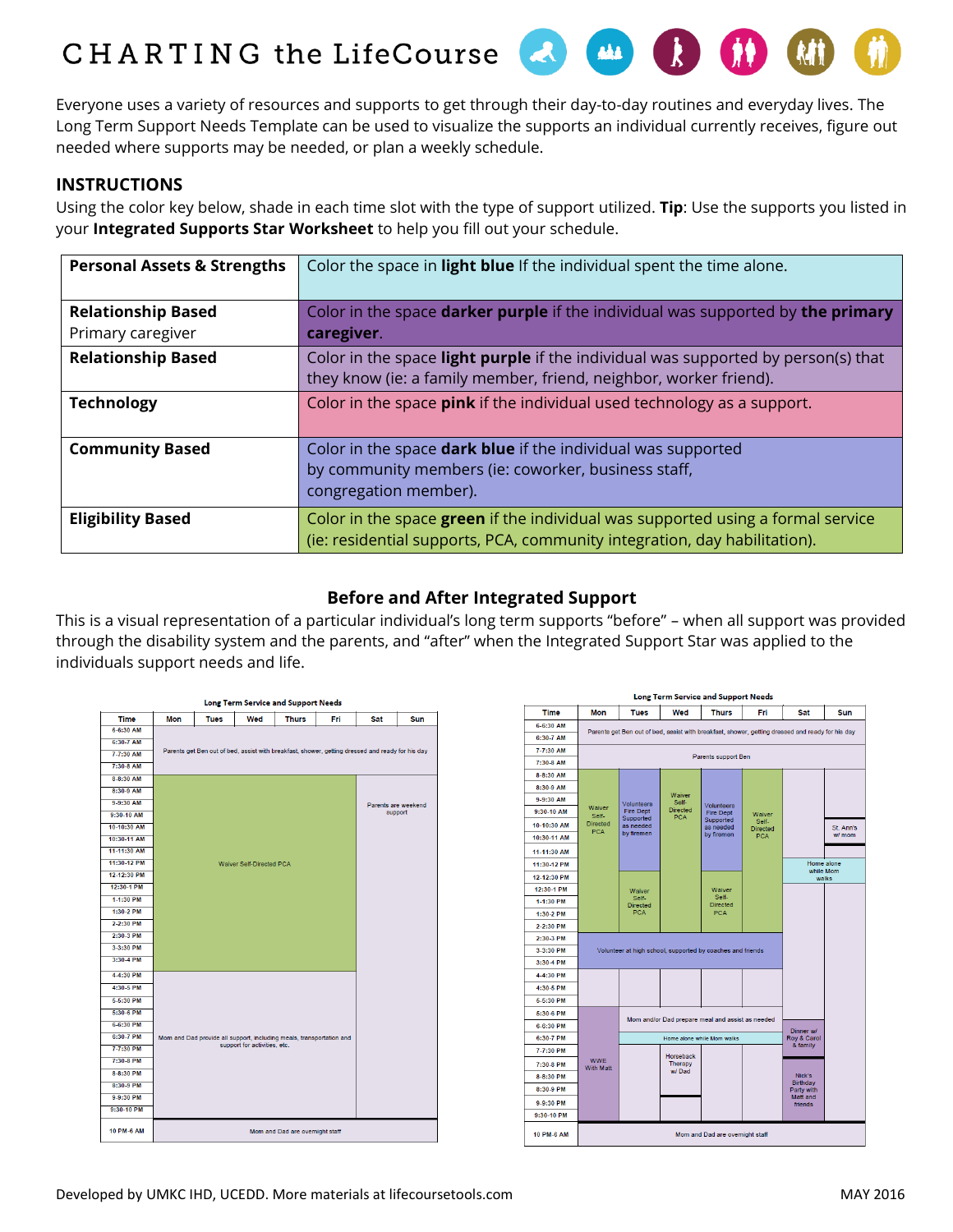# CHARTING the LifeCourse

Everyone uses a variety of resources and supports to get through their day-to-day routines and everyday lives. The Long Term Support Needs Template can be used to visualize the supports an individual currently receives, figure out needed where supports may be needed, or plan a weekly schedule.

## INSTRUCTIONS

Using the color key below, shade in each time slot with the type of support utilized. **Tip**: Use the supports you listed in your **Integrated Supports Star Worksheet** to help you fill out your schedule.

| | |
|---|---|
| **Personal Assets & Strengths** | Color the space in **light blue** If the individual spent the time alone. |
| **Relationship Based** Primary caregiver | Color in the space **darker purple** if the individual was supported by **the primary caregiver**. |
| **Relationship Based** | Color in the space **light purple** if the individual was supported by person(s) that they know (ie: a family member, friend, neighbor, worker friend). |
| **Technology** | Color in the space **pink** if the individual used technology as a support. |
| **Community Based** | Color in the space **dark blue** if the individual was supported by community members (ie: coworker, business staff, congregation member). |
| **Eligibility Based** | Color in the space **green** if the individual was supported using a formal service (ie: residential supports, PCA, community integration, day habilitation). |

## Before and After Integrated Support

This is a visual representation of a particular individual's long term supports "before" – when all support was provided through the disability system and the parents, and "after" when the Integrated Support Star was applied to the individuals support needs and life.

Long Term Service and Support Needs

Time | Mon | Tues | Wed | Thurs | Fri | Sat | Sun

6-6:30 AM, 6:30-7 AM, 7-7:30 AM, 7:30-8 AM: Parents get Ben out of bed, assist with breakfast, shower, getting dressed and ready for his day

8-8:30 AM – 4-4:30 PM (Mon–Fri): Waiver Self-Directed PCA

Sat–Sun: Parents are weekend support

4:30 PM – 10 PM: Mom and Dad provide all support, including meals, transportation and support for activities, etc.

10 PM-6 AM: Mom and Dad are overnight staff

Long Term Service and Support Needs

Time | Mon | Tues | Wed | Thurs | Fri | Sat | Sun

6-6:30 AM – 7-7:30 AM: Parents get Ben out of bed, assist with breakfast, shower, getting dressed and ready for his day

7:30 AM – 8:30 AM: Parents support Ben

Mon: Waiver Self-Directed PCA

Tues: Volunteers Fire Dept Supported as needed by firemen; Waiver Self-Directed PCA

Wed: Waiver Self-Directed PCA

Thurs: Volunteers Fire Dept Supported as needed by firemen; Waiver Self-Directed PCA

Fri: Waiver Self-Directed PCA

Sun: St. Ann's w/ mom

Sat–Sun: Home alone while Mom walks

Mon–Fri 2:30-4 PM: Volunteer at high school, supported by coaches and friends

Mon: WWE With Matt

Tues–Fri: Mom and/or Dad prepare meal and assist as needed

Tues–Fri: Home alone while Mom walks

Wed: Horseback Therapy w/ Dad

Sat: Dinner w/ Roy & Carol & family

Sat: Nick's Birthday Party with Matt and friends

10 PM-6 AM: Mom and Dad are overnight staff

Developed by UMKC IHD, UCEDD. More materials at lifecoursetools.com

MAY 2016